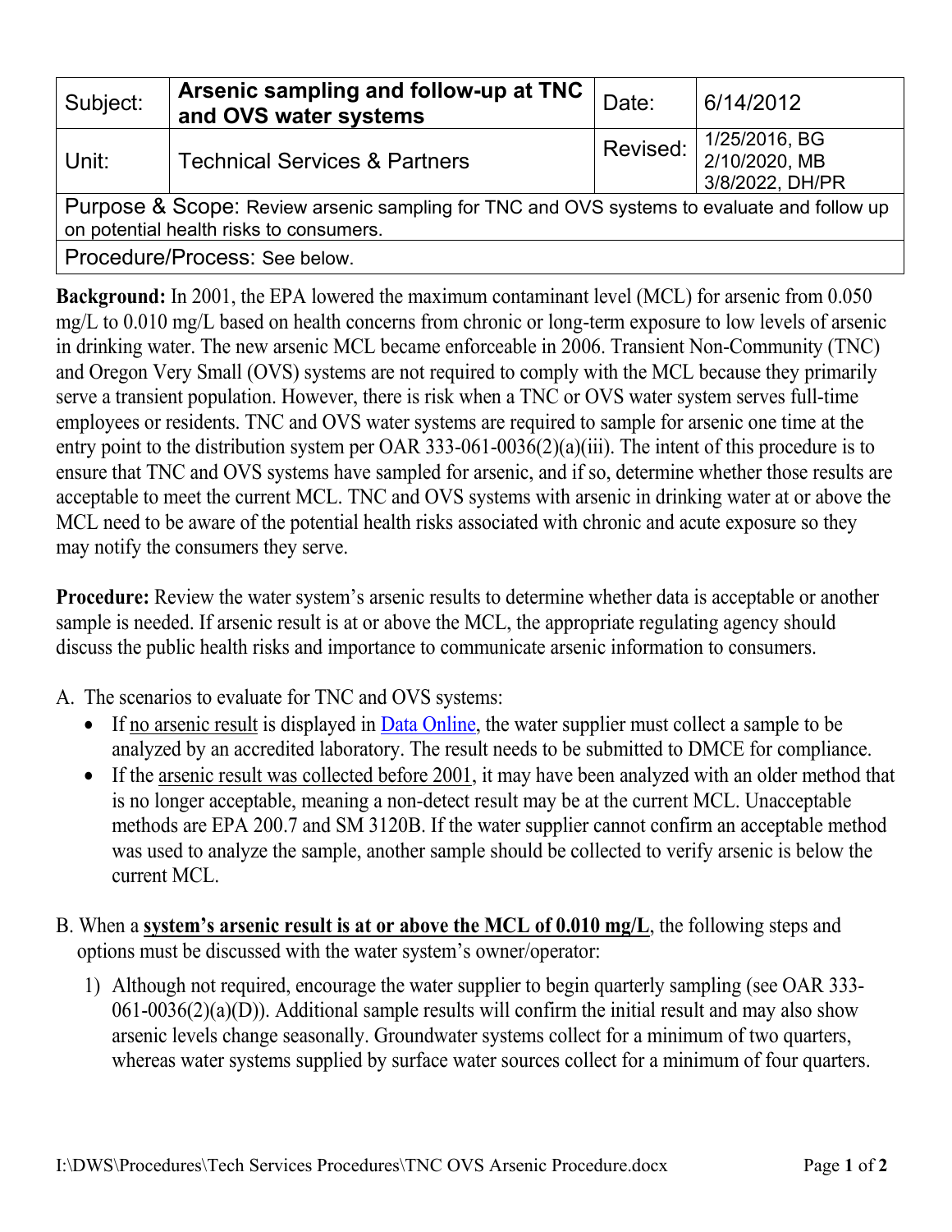| Subject: | **Arsenic sampling and follow-up at TNC and OVS water systems** | Date: | 6/14/2012 |
|---|---|---|---|
| Unit: | Technical Services & Partners | Revised: | 1/25/2016, BG<br>2/10/2020, MB<br>3/8/2022, DH/PR |
| Purpose & Scope: Review arsenic sampling for TNC and OVS systems to evaluate and follow up on potential health risks to consumers. | | | |
| Procedure/Process: See below. | | | |

**Background:** In 2001, the EPA lowered the maximum contaminant level (MCL) for arsenic from 0.050 mg/L to 0.010 mg/L based on health concerns from chronic or long-term exposure to low levels of arsenic in drinking water. The new arsenic MCL became enforceable in 2006. Transient Non-Community (TNC) and Oregon Very Small (OVS) systems are not required to comply with the MCL because they primarily serve a transient population. However, there is risk when a TNC or OVS water system serves full-time employees or residents. TNC and OVS water systems are required to sample for arsenic one time at the entry point to the distribution system per OAR 333-061-0036(2)(a)(iii). The intent of this procedure is to ensure that TNC and OVS systems have sampled for arsenic, and if so, determine whether those results are acceptable to meet the current MCL. TNC and OVS systems with arsenic in drinking water at or above the MCL need to be aware of the potential health risks associated with chronic and acute exposure so they may notify the consumers they serve.

**Procedure:** Review the water system's arsenic results to determine whether data is acceptable or another sample is needed. If arsenic result is at or above the MCL, the appropriate regulating agency should discuss the public health risks and importance to communicate arsenic information to consumers.

A. The scenarios to evaluate for TNC and OVS systems:
   - If no arsenic result is displayed in Data Online, the water supplier must collect a sample to be analyzed by an accredited laboratory. The result needs to be submitted to DMCE for compliance.
   - If the arsenic result was collected before 2001, it may have been analyzed with an older method that is no longer acceptable, meaning a non-detect result may be at the current MCL. Unacceptable methods are EPA 200.7 and SM 3120B. If the water supplier cannot confirm an acceptable method was used to analyze the sample, another sample should be collected to verify arsenic is below the current MCL.

B. When a **system's arsenic result is at or above the MCL of 0.010 mg/L**, the following steps and options must be discussed with the water system's owner/operator:
   1) Although not required, encourage the water supplier to begin quarterly sampling (see OAR 333-061-0036(2)(a)(D)). Additional sample results will confirm the initial result and may also show arsenic levels change seasonally. Groundwater systems collect for a minimum of two quarters, whereas water systems supplied by surface water sources collect for a minimum of four quarters.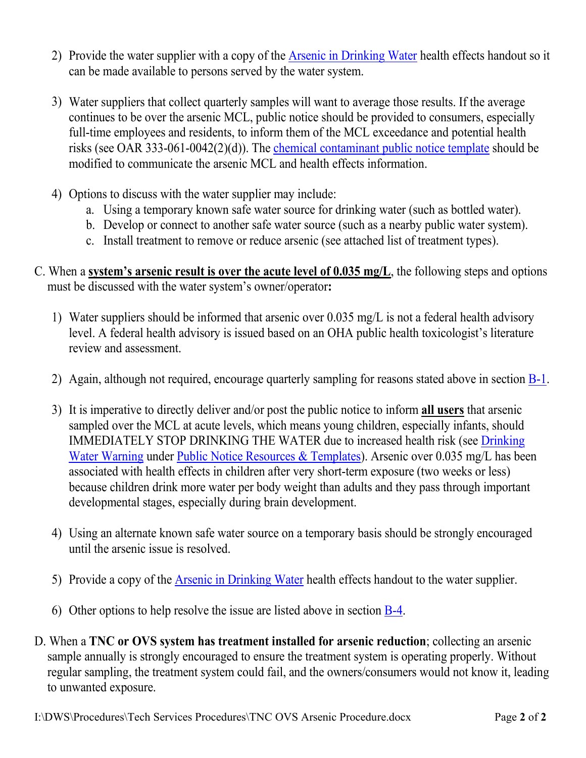2) Provide the water supplier with a copy of the Arsenic in Drinking Water health effects handout so it can be made available to persons served by the water system.

3) Water suppliers that collect quarterly samples will want to average those results. If the average continues to be over the arsenic MCL, public notice should be provided to consumers, especially full-time employees and residents, to inform them of the MCL exceedance and potential health risks (see OAR 333-061-0042(2)(d)). The chemical contaminant public notice template should be modified to communicate the arsenic MCL and health effects information.

4) Options to discuss with the water supplier may include:
   a. Using a temporary known safe water source for drinking water (such as bottled water).
   b. Develop or connect to another safe water source (such as a nearby public water system).
   c. Install treatment to remove or reduce arsenic (see attached list of treatment types).

C. When a **<u>system's arsenic result is over the acute level of 0.035 mg/L</u>**, the following steps and options must be discussed with the water system's owner/operator**:**

1) Water suppliers should be informed that arsenic over 0.035 mg/L is not a federal health advisory level. A federal health advisory is issued based on an OHA public health toxicologist's literature review and assessment.

2) Again, although not required, encourage quarterly sampling for reasons stated above in section B-1.

3) It is imperative to directly deliver and/or post the public notice to inform **<u>all users</u>** that arsenic sampled over the MCL at acute levels, which means young children, especially infants, should IMMEDIATELY STOP DRINKING THE WATER due to increased health risk (see Drinking Water Warning under Public Notice Resources & Templates). Arsenic over 0.035 mg/L has been associated with health effects in children after very short-term exposure (two weeks or less) because children drink more water per body weight than adults and they pass through important developmental stages, especially during brain development.

4) Using an alternate known safe water source on a temporary basis should be strongly encouraged until the arsenic issue is resolved.

5) Provide a copy of the Arsenic in Drinking Water health effects handout to the water supplier.

6) Other options to help resolve the issue are listed above in section B-4.

D. When a **TNC or OVS system has treatment installed for arsenic reduction**; collecting an arsenic sample annually is strongly encouraged to ensure the treatment system is operating properly. Without regular sampling, the treatment system could fail, and the owners/consumers would not know it, leading to unwanted exposure.